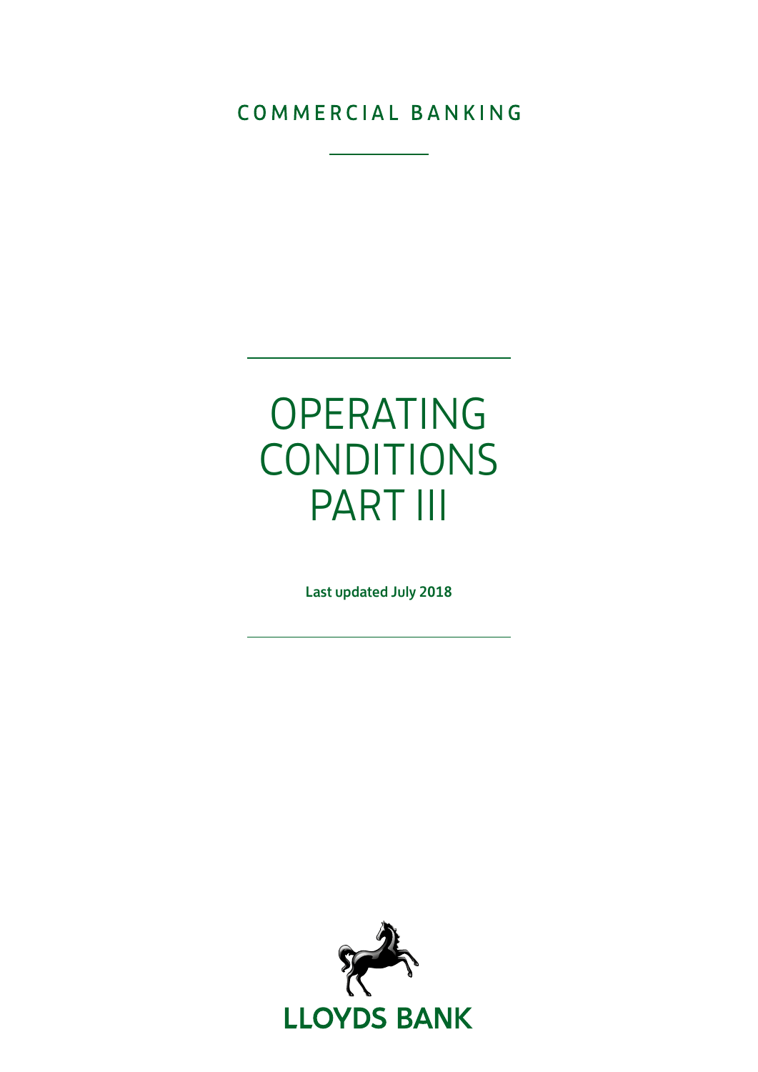COMMERCIAL BANKING

# OPERATING CONDITIONS PART III

**Last updated July 2018**

LLOYDS BANK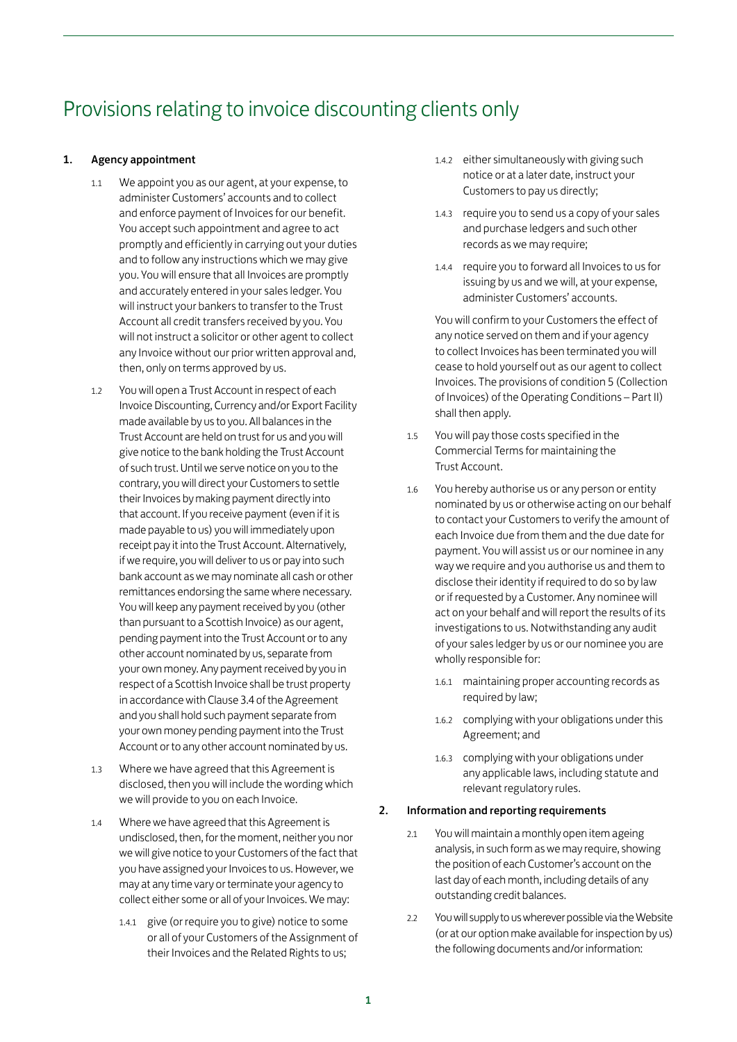# Provisions relating to invoice discounting clients only

**1. Agency appointment**

1.1 We appoint you as our agent, at your expense, to administer Customers' accounts and to collect and enforce payment of Invoices for our benefit. You accept such appointment and agree to act promptly and efficiently in carrying out your duties and to follow any instructions which we may give you. You will ensure that all Invoices are promptly and accurately entered in your sales ledger. You will instruct your bankers to transfer to the Trust Account all credit transfers received by you. You will not instruct a solicitor or other agent to collect any Invoice without our prior written approval and, then, only on terms approved by us.

1.2 You will open a Trust Account in respect of each Invoice Discounting, Currency and/or Export Facility made available by us to you. All balances in the Trust Account are held on trust for us and you will give notice to the bank holding the Trust Account of such trust. Until we serve notice on you to the contrary, you will direct your Customers to settle their Invoices by making payment directly into that account. If you receive payment (even if it is made payable to us) you will immediately upon receipt pay it into the Trust Account. Alternatively, if we require, you will deliver to us or pay into such bank account as we may nominate all cash or other remittances endorsing the same where necessary. You will keep any payment received by you (other than pursuant to a Scottish Invoice) as our agent, pending payment into the Trust Account or to any other account nominated by us, separate from your own money. Any payment received by you in respect of a Scottish Invoice shall be trust property in accordance with Clause 3.4 of the Agreement and you shall hold such payment separate from your own money pending payment into the Trust Account or to any other account nominated by us.

1.3 Where we have agreed that this Agreement is disclosed, then you will include the wording which we will provide to you on each Invoice.

1.4 Where we have agreed that this Agreement is undisclosed, then, for the moment, neither you nor we will give notice to your Customers of the fact that you have assigned your Invoices to us. However, we may at any time vary or terminate your agency to collect either some or all of your Invoices. We may:

1.4.1 give (or require you to give) notice to some or all of your Customers of the Assignment of their Invoices and the Related Rights to us;

1.4.2 either simultaneously with giving such notice or at a later date, instruct your Customers to pay us directly;

1.4.3 require you to send us a copy of your sales and purchase ledgers and such other records as we may require;

1.4.4 require you to forward all Invoices to us for issuing by us and we will, at your expense, administer Customers' accounts.

You will confirm to your Customers the effect of any notice served on them and if your agency to collect Invoices has been terminated you will cease to hold yourself out as our agent to collect Invoices. The provisions of condition 5 (Collection of Invoices) of the Operating Conditions – Part II) shall then apply.

1.5 You will pay those costs specified in the Commercial Terms for maintaining the Trust Account.

1.6 You hereby authorise us or any person or entity nominated by us or otherwise acting on our behalf to contact your Customers to verify the amount of each Invoice due from them and the due date for payment. You will assist us or our nominee in any way we require and you authorise us and them to disclose their identity if required to do so by law or if requested by a Customer. Any nominee will act on your behalf and will report the results of its investigations to us. Notwithstanding any audit of your sales ledger by us or our nominee you are wholly responsible for:

1.6.1 maintaining proper accounting records as required by law;

1.6.2 complying with your obligations under this Agreement; and

1.6.3 complying with your obligations under any applicable laws, including statute and relevant regulatory rules.

**2. Information and reporting requirements**

2.1 You will maintain a monthly open item ageing analysis, in such form as we may require, showing the position of each Customer's account on the last day of each month, including details of any outstanding credit balances.

2.2 You will supply to us wherever possible via the Website (or at our option make available for inspection by us) the following documents and/or information: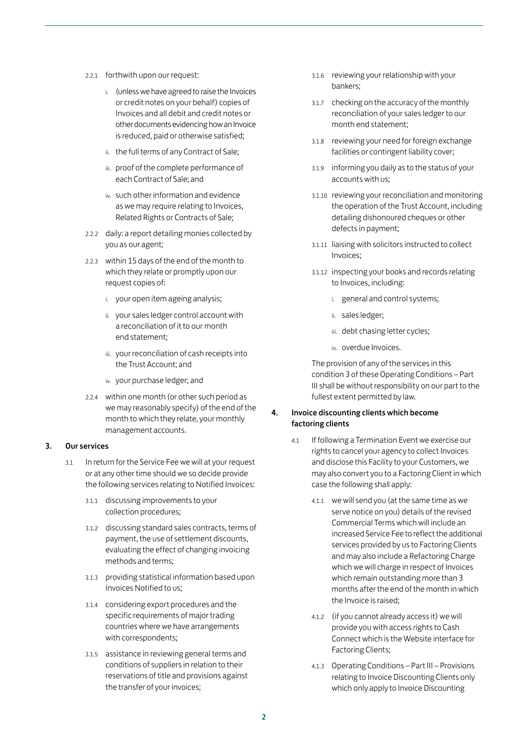2.2.1 forthwith upon our request:

i. (unless we have agreed to raise the Invoices or credit notes on your behalf) copies of Invoices and all debit and credit notes or other documents evidencing how an Invoice is reduced, paid or otherwise satisfied;

ii. the full terms of any Contract of Sale;

iii. proof of the complete performance of each Contract of Sale; and

iv. such other information and evidence as we may require relating to Invoices, Related Rights or Contracts of Sale;

2.2.2 daily: a report detailing monies collected by you as our agent;

2.2.3 within 15 days of the end of the month to which they relate or promptly upon our request copies of:

i. your open item ageing analysis;

ii. your sales ledger control account with a reconciliation of it to our month end statement;

iii. your reconciliation of cash receipts into the Trust Account; and

iv. your purchase ledger; and

2.2.4 within one month (or other such period as we may reasonably specify) of the end of the month to which they relate, your monthly management accounts.

## 3. Our services

3.1 In return for the Service Fee we will at your request or at any other time should we so decide provide the following services relating to Notified Invoices:

3.1.1 discussing improvements to your collection procedures;

3.1.2 discussing standard sales contracts, terms of payment, the use of settlement discounts, evaluating the effect of changing invoicing methods and terms;

3.1.3 providing statistical information based upon Invoices Notified to us;

3.1.4 considering export procedures and the specific requirements of major trading countries where we have arrangements with correspondents;

3.1.5 assistance in reviewing general terms and conditions of suppliers in relation to their reservations of title and provisions against the transfer of your invoices;

3.1.6 reviewing your relationship with your bankers;

3.1.7 checking on the accuracy of the monthly reconciliation of your sales ledger to our month end statement;

3.1.8 reviewing your need for foreign exchange facilities or contingent liability cover;

3.1.9 informing you daily as to the status of your accounts with us;

3.1.10 reviewing your reconciliation and monitoring the operation of the Trust Account, including detailing dishonoured cheques or other defects in payment;

3.1.11 liaising with solicitors instructed to collect Invoices;

3.1.12 inspecting your books and records relating to Invoices, including:

i. general and control systems;

ii. sales ledger;

iii. debt chasing letter cycles;

iv. overdue Invoices.

The provision of any of the services in this condition 3 of these Operating Conditions – Part III shall be without responsibility on our part to the fullest extent permitted by law.

## 4. Invoice discounting clients which become factoring clients

4.1 If following a Termination Event we exercise our rights to cancel your agency to collect Invoices and disclose this Facility to your Customers, we may also convert you to a Factoring Client in which case the following shall apply:

4.1.1 we will send you (at the same time as we serve notice on you) details of the revised Commercial Terms which will include an increased Service Fee to reflect the additional services provided by us to Factoring Clients and may also include a Refactoring Charge which we will charge in respect of Invoices which remain outstanding more than 3 months after the end of the month in which the Invoice is raised;

4.1.2 (if you cannot already access it) we will provide you with access rights to Cash Connect which is the Website interface for Factoring Clients;

4.1.3 Operating Conditions – Part III – Provisions relating to Invoice Discounting Clients only which only apply to Invoice Discounting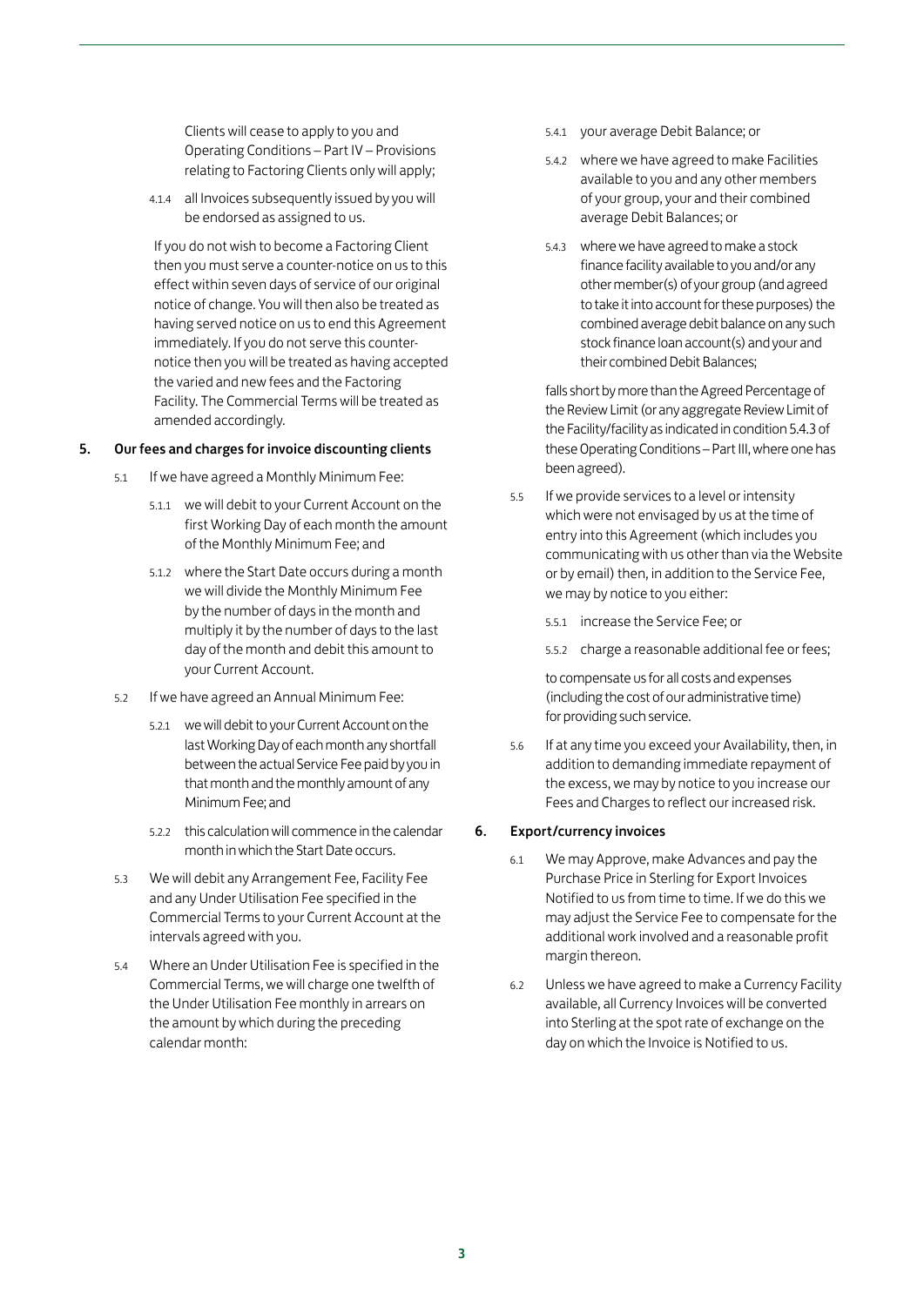Clients will cease to apply to you and Operating Conditions – Part IV – Provisions relating to Factoring Clients only will apply;

4.1.4 all Invoices subsequently issued by you will be endorsed as assigned to us.

If you do not wish to become a Factoring Client then you must serve a counter-notice on us to this effect within seven days of service of our original notice of change. You will then also be treated as having served notice on us to end this Agreement immediately. If you do not serve this counter-notice then you will be treated as having accepted the varied and new fees and the Factoring Facility. The Commercial Terms will be treated as amended accordingly.

## 5. Our fees and charges for invoice discounting clients

5.1 If we have agreed a Monthly Minimum Fee:

5.1.1 we will debit to your Current Account on the first Working Day of each month the amount of the Monthly Minimum Fee; and

5.1.2 where the Start Date occurs during a month we will divide the Monthly Minimum Fee by the number of days in the month and multiply it by the number of days to the last day of the month and debit this amount to your Current Account.

5.2 If we have agreed an Annual Minimum Fee:

5.2.1 we will debit to your Current Account on the last Working Day of each month any shortfall between the actual Service Fee paid by you in that month and the monthly amount of any Minimum Fee; and

5.2.2 this calculation will commence in the calendar month in which the Start Date occurs.

5.3 We will debit any Arrangement Fee, Facility Fee and any Under Utilisation Fee specified in the Commercial Terms to your Current Account at the intervals agreed with you.

5.4 Where an Under Utilisation Fee is specified in the Commercial Terms, we will charge one twelfth of the Under Utilisation Fee monthly in arrears on the amount by which during the preceding calendar month:

5.4.1 your average Debit Balance; or

5.4.2 where we have agreed to make Facilities available to you and any other members of your group, your and their combined average Debit Balances; or

5.4.3 where we have agreed to make a stock finance facility available to you and/or any other member(s) of your group (and agreed to take it into account for these purposes) the combined average debit balance on any such stock finance loan account(s) and your and their combined Debit Balances;

falls short by more than the Agreed Percentage of the Review Limit (or any aggregate Review Limit of the Facility/facility as indicated in condition 5.4.3 of these Operating Conditions – Part III, where one has been agreed).

5.5 If we provide services to a level or intensity which were not envisaged by us at the time of entry into this Agreement (which includes you communicating with us other than via the Website or by email) then, in addition to the Service Fee, we may by notice to you either:

5.5.1 increase the Service Fee; or

5.5.2 charge a reasonable additional fee or fees;

to compensate us for all costs and expenses (including the cost of our administrative time) for providing such service.

5.6 If at any time you exceed your Availability, then, in addition to demanding immediate repayment of the excess, we may by notice to you increase our Fees and Charges to reflect our increased risk.

## 6. Export/currency invoices

6.1 We may Approve, make Advances and pay the Purchase Price in Sterling for Export Invoices Notified to us from time to time. If we do this we may adjust the Service Fee to compensate for the additional work involved and a reasonable profit margin thereon.

6.2 Unless we have agreed to make a Currency Facility available, all Currency Invoices will be converted into Sterling at the spot rate of exchange on the day on which the Invoice is Notified to us.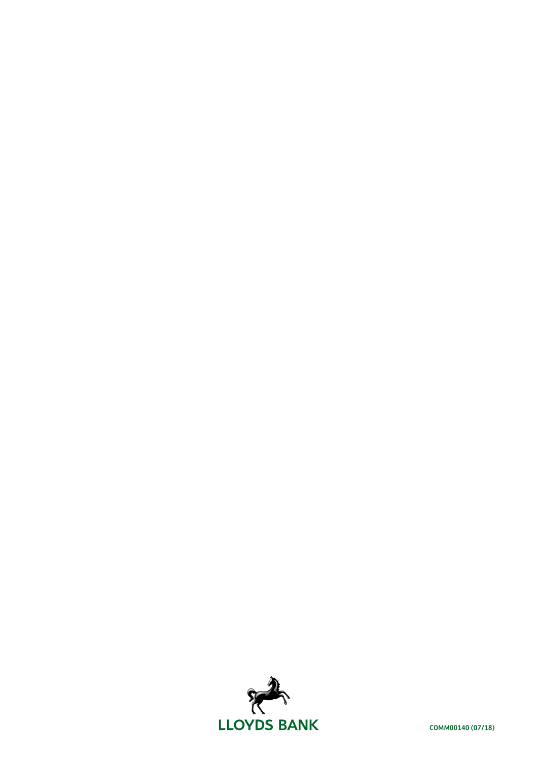LLOYDS BANK

COMM00140 (07/18)